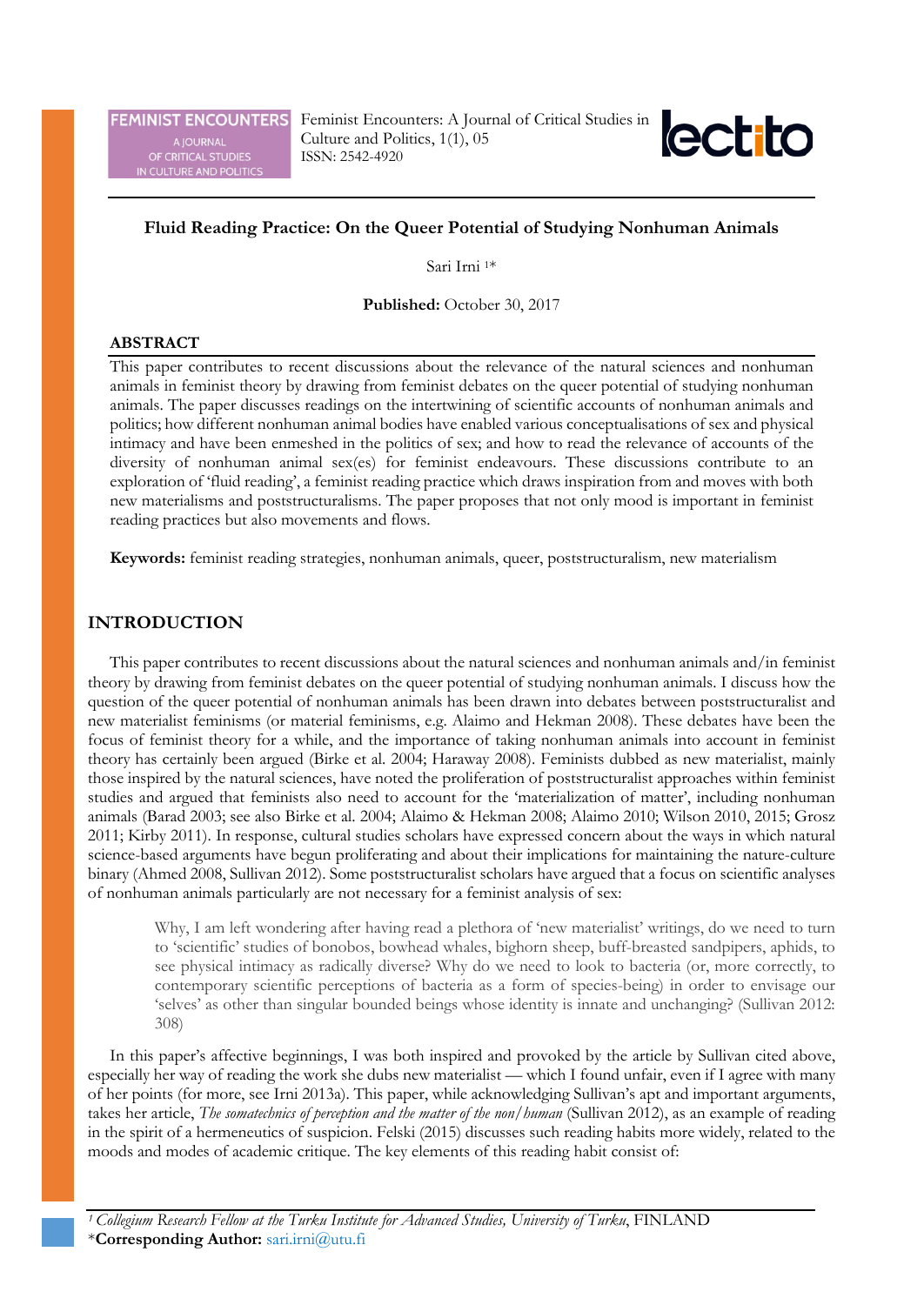Feminist Encounters: A Journal of Critical Studies in Culture and Politics, 1(1), 05
ISSN: 2542-4920

# Fluid Reading Practice: On the Queer Potential of Studying Nonhuman Animals

Sari Irni [1]*

**Published:** October 30, 2017

## ABSTRACT

This paper contributes to recent discussions about the relevance of the natural sciences and nonhuman animals in feminist theory by drawing from feminist debates on the queer potential of studying nonhuman animals. The paper discusses readings on the intertwining of scientific accounts of nonhuman animals and politics; how different nonhuman animal bodies have enabled various conceptualisations of sex and physical intimacy and have been enmeshed in the politics of sex; and how to read the relevance of accounts of the diversity of nonhuman animal sex(es) for feminist endeavours. These discussions contribute to an exploration of 'fluid reading', a feminist reading practice which draws inspiration from and moves with both new materialisms and poststructuralisms. The paper proposes that not only mood is important in feminist reading practices but also movements and flows.

**Keywords:** feminist reading strategies, nonhuman animals, queer, poststructuralism, new materialism

## INTRODUCTION

This paper contributes to recent discussions about the natural sciences and nonhuman animals and/in feminist theory by drawing from feminist debates on the queer potential of studying nonhuman animals. I discuss how the question of the queer potential of nonhuman animals has been drawn into debates between poststructuralist and new materialist feminisms (or material feminisms, e.g. Alaimo and Hekman 2008). These debates have been the focus of feminist theory for a while, and the importance of taking nonhuman animals into account in feminist theory has certainly been argued (Birke et al. 2004; Haraway 2008). Feminists dubbed as new materialist, mainly those inspired by the natural sciences, have noted the proliferation of poststructuralist approaches within feminist studies and argued that feminists also need to account for the 'materialization of matter', including nonhuman animals (Barad 2003; see also Birke et al. 2004; Alaimo & Hekman 2008; Alaimo 2010; Wilson 2010, 2015; Grosz 2011; Kirby 2011). In response, cultural studies scholars have expressed concern about the ways in which natural science-based arguments have begun proliferating and about their implications for maintaining the nature-culture binary (Ahmed 2008, Sullivan 2012). Some poststructuralist scholars have argued that a focus on scientific analyses of nonhuman animals particularly are not necessary for a feminist analysis of sex:

> Why, I am left wondering after having read a plethora of 'new materialist' writings, do we need to turn to 'scientific' studies of bonobos, bowhead whales, bighorn sheep, buff-breasted sandpipers, aphids, to see physical intimacy as radically diverse? Why do we need to look to bacteria (or, more correctly, to contemporary scientific perceptions of bacteria as a form of species-being) in order to envisage our 'selves' as other than singular bounded beings whose identity is innate and unchanging? (Sullivan 2012: 308)

In this paper's affective beginnings, I was both inspired and provoked by the article by Sullivan cited above, especially her way of reading the work she dubs new materialist — which I found unfair, even if I agree with many of her points (for more, see Irni 2013a). This paper, while acknowledging Sullivan's apt and important arguments, takes her article, *The somatechnics of perception and the matter of the non/human* (Sullivan 2012), as an example of reading in the spirit of a hermeneutics of suspicion. Felski (2015) discusses such reading habits more widely, related to the moods and modes of academic critique. The key elements of this reading habit consist of:

[1] *Collegium Research Fellow at the Turku Institute for Advanced Studies, University of Turku*, FINLAND
***Corresponding Author:** sari.irni@utu.fi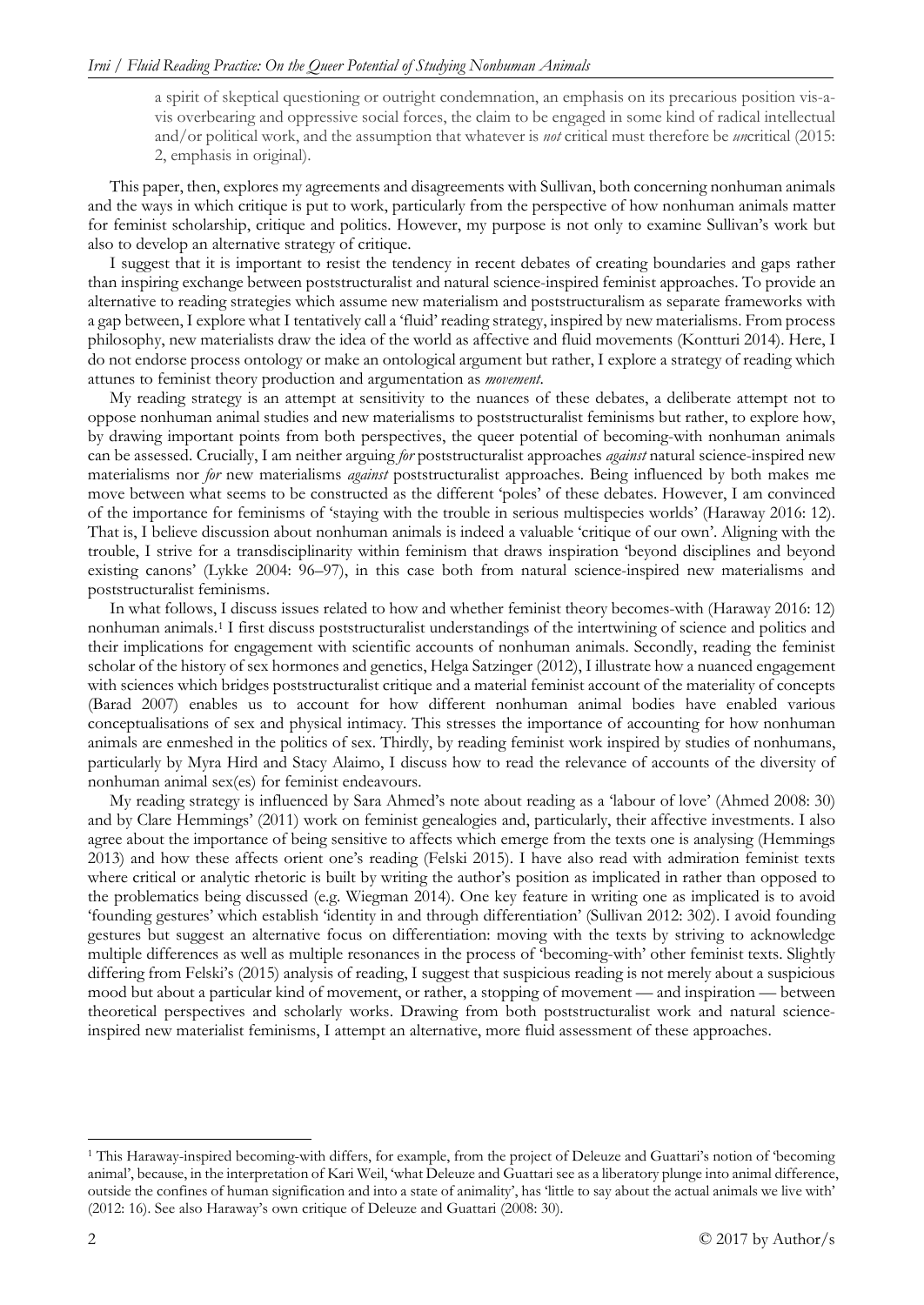a spirit of skeptical questioning or outright condemnation, an emphasis on its precarious position vis-a-vis overbearing and oppressive social forces, the claim to be engaged in some kind of radical intellectual and/or political work, and the assumption that whatever is *not* critical must therefore be *un*critical (2015: 2, emphasis in original).

This paper, then, explores my agreements and disagreements with Sullivan, both concerning nonhuman animals and the ways in which critique is put to work, particularly from the perspective of how nonhuman animals matter for feminist scholarship, critique and politics. However, my purpose is not only to examine Sullivan's work but also to develop an alternative strategy of critique.

I suggest that it is important to resist the tendency in recent debates of creating boundaries and gaps rather than inspiring exchange between poststructuralist and natural science-inspired feminist approaches. To provide an alternative to reading strategies which assume new materialism and poststructuralism as separate frameworks with a gap between, I explore what I tentatively call a 'fluid' reading strategy, inspired by new materialisms. From process philosophy, new materialists draw the idea of the world as affective and fluid movements (Kontturi 2014). Here, I do not endorse process ontology or make an ontological argument but rather, I explore a strategy of reading which attunes to feminist theory production and argumentation as *movement*.

My reading strategy is an attempt at sensitivity to the nuances of these debates, a deliberate attempt not to oppose nonhuman animal studies and new materialisms to poststructuralist feminisms but rather, to explore how, by drawing important points from both perspectives, the queer potential of becoming-with nonhuman animals can be assessed. Crucially, I am neither arguing *for* poststructuralist approaches *against* natural science-inspired new materialisms nor *for* new materialisms *against* poststructuralist approaches. Being influenced by both makes me move between what seems to be constructed as the different 'poles' of these debates. However, I am convinced of the importance for feminisms of 'staying with the trouble in serious multispecies worlds' (Haraway 2016: 12). That is, I believe discussion about nonhuman animals is indeed a valuable 'critique of our own'. Aligning with the trouble, I strive for a transdisciplinarity within feminism that draws inspiration 'beyond disciplines and beyond existing canons' (Lykke 2004: 96–97), in this case both from natural science-inspired new materialisms and poststructuralist feminisms.

In what follows, I discuss issues related to how and whether feminist theory becomes-with (Haraway 2016: 12) nonhuman animals.[1] I first discuss poststructuralist understandings of the intertwining of science and politics and their implications for engagement with scientific accounts of nonhuman animals. Secondly, reading the feminist scholar of the history of sex hormones and genetics, Helga Satzinger (2012), I illustrate how a nuanced engagement with sciences which bridges poststructuralist critique and a material feminist account of the materiality of concepts (Barad 2007) enables us to account for how different nonhuman animal bodies have enabled various conceptualisations of sex and physical intimacy. This stresses the importance of accounting for how nonhuman animals are enmeshed in the politics of sex. Thirdly, by reading feminist work inspired by studies of nonhumans, particularly by Myra Hird and Stacy Alaimo, I discuss how to read the relevance of accounts of the diversity of nonhuman animal sex(es) for feminist endeavours.

My reading strategy is influenced by Sara Ahmed's note about reading as a 'labour of love' (Ahmed 2008: 30) and by Clare Hemmings' (2011) work on feminist genealogies and, particularly, their affective investments. I also agree about the importance of being sensitive to affects which emerge from the texts one is analysing (Hemmings 2013) and how these affects orient one's reading (Felski 2015). I have also read with admiration feminist texts where critical or analytic rhetoric is built by writing the author's position as implicated in rather than opposed to the problematics being discussed (e.g. Wiegman 2014). One key feature in writing one as implicated is to avoid 'founding gestures' which establish 'identity in and through differentiation' (Sullivan 2012: 302). I avoid founding gestures but suggest an alternative focus on differentiation: moving with the texts by striving to acknowledge multiple differences as well as multiple resonances in the process of 'becoming-with' other feminist texts. Slightly differing from Felski's (2015) analysis of reading, I suggest that suspicious reading is not merely about a suspicious mood but about a particular kind of movement, or rather, a stopping of movement — and inspiration — between theoretical perspectives and scholarly works. Drawing from both poststructuralist work and natural science-inspired new materialist feminisms, I attempt an alternative, more fluid assessment of these approaches.

---

[1] This Haraway-inspired becoming-with differs, for example, from the project of Deleuze and Guattari's notion of 'becoming animal', because, in the interpretation of Kari Weil, 'what Deleuze and Guattari see as a liberatory plunge into animal difference, outside the confines of human signification and into a state of animality', has 'little to say about the actual animals we live with' (2012: 16). See also Haraway's own critique of Deleuze and Guattari (2008: 30).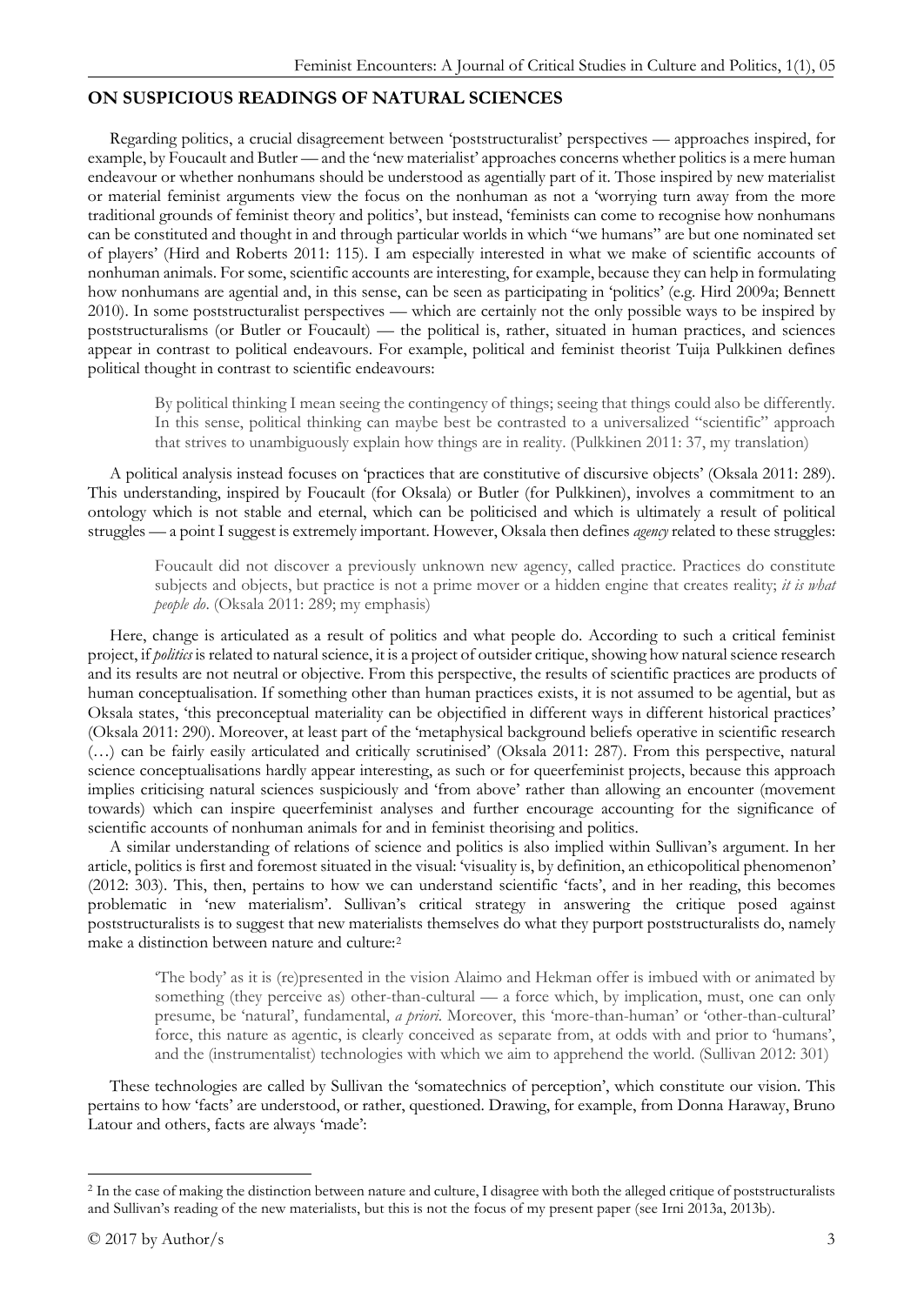## ON SUSPICIOUS READINGS OF NATURAL SCIENCES

Regarding politics, a crucial disagreement between 'poststructuralist' perspectives — approaches inspired, for example, by Foucault and Butler — and the 'new materialist' approaches concerns whether politics is a mere human endeavour or whether nonhumans should be understood as agentially part of it. Those inspired by new materialist or material feminist arguments view the focus on the nonhuman as not a 'worrying turn away from the more traditional grounds of feminist theory and politics', but instead, 'feminists can come to recognise how nonhumans can be constituted and thought in and through particular worlds in which "we humans" are but one nominated set of players' (Hird and Roberts 2011: 115). I am especially interested in what we make of scientific accounts of nonhuman animals. For some, scientific accounts are interesting, for example, because they can help in formulating how nonhumans are agential and, in this sense, can be seen as participating in 'politics' (e.g. Hird 2009a; Bennett 2010). In some poststructuralist perspectives — which are certainly not the only possible ways to be inspired by poststructuralisms (or Butler or Foucault) — the political is, rather, situated in human practices, and sciences appear in contrast to political endeavours. For example, political and feminist theorist Tuija Pulkkinen defines political thought in contrast to scientific endeavours:

> By political thinking I mean seeing the contingency of things; seeing that things could also be differently. In this sense, political thinking can maybe best be contrasted to a universalized "scientific" approach that strives to unambiguously explain how things are in reality. (Pulkkinen 2011: 37, my translation)

A political analysis instead focuses on 'practices that are constitutive of discursive objects' (Oksala 2011: 289). This understanding, inspired by Foucault (for Oksala) or Butler (for Pulkkinen), involves a commitment to an ontology which is not stable and eternal, which can be politicised and which is ultimately a result of political struggles — a point I suggest is extremely important. However, Oksala then defines *agency* related to these struggles:

> Foucault did not discover a previously unknown new agency, called practice. Practices do constitute subjects and objects, but practice is not a prime mover or a hidden engine that creates reality; *it is what people do*. (Oksala 2011: 289; my emphasis)

Here, change is articulated as a result of politics and what people do. According to such a critical feminist project, if *politics* is related to natural science, it is a project of outsider critique, showing how natural science research and its results are not neutral or objective. From this perspective, the results of scientific practices are products of human conceptualisation. If something other than human practices exists, it is not assumed to be agential, but as Oksala states, 'this preconceptual materiality can be objectified in different ways in different historical practices' (Oksala 2011: 290). Moreover, at least part of the 'metaphysical background beliefs operative in scientific research (…) can be fairly easily articulated and critically scrutinised' (Oksala 2011: 287). From this perspective, natural science conceptualisations hardly appear interesting, as such or for queerfeminist projects, because this approach implies criticising natural sciences suspiciously and 'from above' rather than allowing an encounter (movement towards) which can inspire queerfeminist analyses and further encourage accounting for the significance of scientific accounts of nonhuman animals for and in feminist theorising and politics.

A similar understanding of relations of science and politics is also implied within Sullivan's argument. In her article, politics is first and foremost situated in the visual: 'visuality is, by definition, an ethicopolitical phenomenon' (2012: 303). This, then, pertains to how we can understand scientific 'facts', and in her reading, this becomes problematic in 'new materialism'. Sullivan's critical strategy in answering the critique posed against poststructuralists is to suggest that new materialists themselves do what they purport poststructuralists do, namely make a distinction between nature and culture:[2]

> 'The body' as it is (re)presented in the vision Alaimo and Hekman offer is imbued with or animated by something (they perceive as) other-than-cultural — a force which, by implication, must, one can only presume, be 'natural', fundamental, *a priori*. Moreover, this 'more-than-human' or 'other-than-cultural' force, this nature as agentic, is clearly conceived as separate from, at odds with and prior to 'humans', and the (instrumentalist) technologies with which we aim to apprehend the world. (Sullivan 2012: 301)

These technologies are called by Sullivan the 'somatechnics of perception', which constitute our vision. This pertains to how 'facts' are understood, or rather, questioned. Drawing, for example, from Donna Haraway, Bruno Latour and others, facts are always 'made':

[2] In the case of making the distinction between nature and culture, I disagree with both the alleged critique of poststructuralists and Sullivan's reading of the new materialists, but this is not the focus of my present paper (see Irni 2013a, 2013b).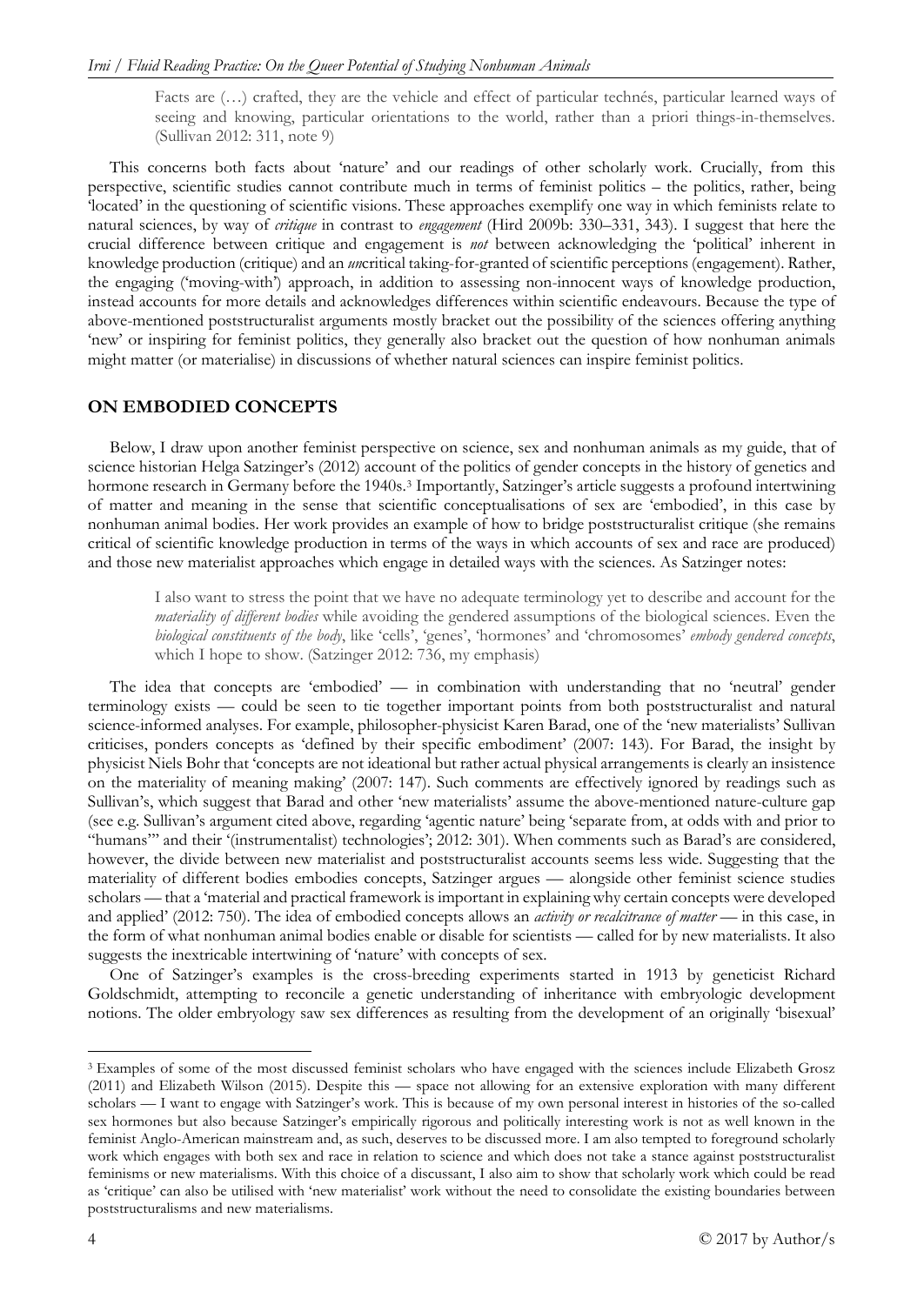> Facts are (…) crafted, they are the vehicle and effect of particular technés, particular learned ways of seeing and knowing, particular orientations to the world, rather than a priori things-in-themselves. (Sullivan 2012: 311, note 9)

This concerns both facts about 'nature' and our readings of other scholarly work. Crucially, from this perspective, scientific studies cannot contribute much in terms of feminist politics – the politics, rather, being 'located' in the questioning of scientific visions. These approaches exemplify one way in which feminists relate to natural sciences, by way of *critique* in contrast to *engagement* (Hird 2009b: 330–331, 343). I suggest that here the crucial difference between critique and engagement is *not* between acknowledging the 'political' inherent in knowledge production (critique) and an *un*critical taking-for-granted of scientific perceptions (engagement). Rather, the engaging ('moving-with') approach, in addition to assessing non-innocent ways of knowledge production, instead accounts for more details and acknowledges differences within scientific endeavours. Because the type of above-mentioned poststructuralist arguments mostly bracket out the possibility of the sciences offering anything 'new' or inspiring for feminist politics, they generally also bracket out the question of how nonhuman animals might matter (or materialise) in discussions of whether natural sciences can inspire feminist politics.

## ON EMBODIED CONCEPTS

Below, I draw upon another feminist perspective on science, sex and nonhuman animals as my guide, that of science historian Helga Satzinger's (2012) account of the politics of gender concepts in the history of genetics and hormone research in Germany before the 1940s.[3] Importantly, Satzinger's article suggests a profound intertwining of matter and meaning in the sense that scientific conceptualisations of sex are 'embodied', in this case by nonhuman animal bodies. Her work provides an example of how to bridge poststructuralist critique (she remains critical of scientific knowledge production in terms of the ways in which accounts of sex and race are produced) and those new materialist approaches which engage in detailed ways with the sciences. As Satzinger notes:

> I also want to stress the point that we have no adequate terminology yet to describe and account for the *materiality of different bodies* while avoiding the gendered assumptions of the biological sciences. Even the *biological constituents of the body*, like 'cells', 'genes', 'hormones' and 'chromosomes' *embody gendered concepts*, which I hope to show. (Satzinger 2012: 736, my emphasis)

The idea that concepts are 'embodied' — in combination with understanding that no 'neutral' gender terminology exists — could be seen to tie together important points from both poststructuralist and natural science-informed analyses. For example, philosopher-physicist Karen Barad, one of the 'new materialists' Sullivan criticises, ponders concepts as 'defined by their specific embodiment' (2007: 143). For Barad, the insight by physicist Niels Bohr that 'concepts are not ideational but rather actual physical arrangements is clearly an insistence on the materiality of meaning making' (2007: 147). Such comments are effectively ignored by readings such as Sullivan's, which suggest that Barad and other 'new materialists' assume the above-mentioned nature-culture gap (see e.g. Sullivan's argument cited above, regarding 'agentic nature' being 'separate from, at odds with and prior to "humans"' and their '(instrumentalist) technologies'; 2012: 301). When comments such as Barad's are considered, however, the divide between new materialist and poststructuralist accounts seems less wide. Suggesting that the materiality of different bodies embodies concepts, Satzinger argues — alongside other feminist science studies scholars — that a 'material and practical framework is important in explaining why certain concepts were developed and applied' (2012: 750). The idea of embodied concepts allows an *activity or recalcitrance of matter* — in this case, in the form of what nonhuman animal bodies enable or disable for scientists — called for by new materialists. It also suggests the inextricable intertwining of 'nature' with concepts of sex.

One of Satzinger's examples is the cross-breeding experiments started in 1913 by geneticist Richard Goldschmidt, attempting to reconcile a genetic understanding of inheritance with embryologic development notions. The older embryology saw sex differences as resulting from the development of an originally 'bisexual'

---

[3] Examples of some of the most discussed feminist scholars who have engaged with the sciences include Elizabeth Grosz (2011) and Elizabeth Wilson (2015). Despite this — space not allowing for an extensive exploration with many different scholars — I want to engage with Satzinger's work. This is because of my own personal interest in histories of the so-called sex hormones but also because Satzinger's empirically rigorous and politically interesting work is not as well known in the feminist Anglo-American mainstream and, as such, deserves to be discussed more. I am also tempted to foreground scholarly work which engages with both sex and race in relation to science and which does not take a stance against poststructuralist feminisms or new materialisms. With this choice of a discussant, I also aim to show that scholarly work which could be read as 'critique' can also be utilised with 'new materialist' work without the need to consolidate the existing boundaries between poststructuralisms and new materialisms.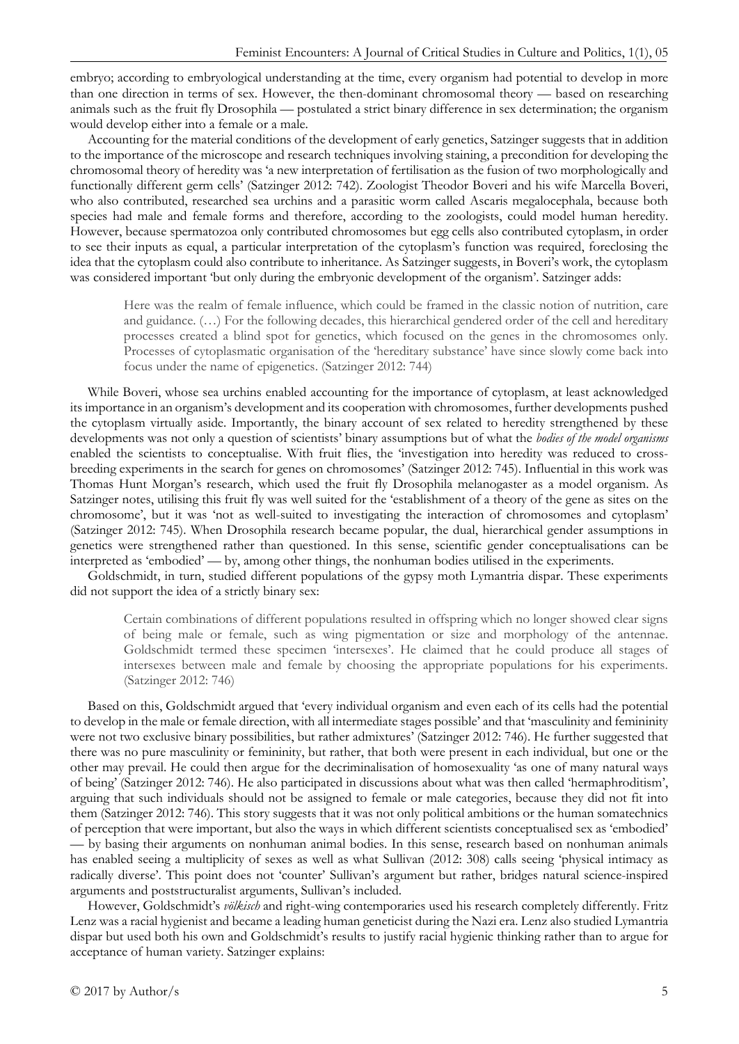embryo; according to embryological understanding at the time, every organism had potential to develop in more than one direction in terms of sex. However, the then-dominant chromosomal theory — based on researching animals such as the fruit fly Drosophila — postulated a strict binary difference in sex determination; the organism would develop either into a female or a male.

Accounting for the material conditions of the development of early genetics, Satzinger suggests that in addition to the importance of the microscope and research techniques involving staining, a precondition for developing the chromosomal theory of heredity was 'a new interpretation of fertilisation as the fusion of two morphologically and functionally different germ cells' (Satzinger 2012: 742). Zoologist Theodor Boveri and his wife Marcella Boveri, who also contributed, researched sea urchins and a parasitic worm called Ascaris megalocephala, because both species had male and female forms and therefore, according to the zoologists, could model human heredity. However, because spermatozoa only contributed chromosomes but egg cells also contributed cytoplasm, in order to see their inputs as equal, a particular interpretation of the cytoplasm's function was required, foreclosing the idea that the cytoplasm could also contribute to inheritance. As Satzinger suggests, in Boveri's work, the cytoplasm was considered important 'but only during the embryonic development of the organism'. Satzinger adds:

> Here was the realm of female influence, which could be framed in the classic notion of nutrition, care and guidance. (…) For the following decades, this hierarchical gendered order of the cell and hereditary processes created a blind spot for genetics, which focused on the genes in the chromosomes only. Processes of cytoplasmatic organisation of the 'hereditary substance' have since slowly come back into focus under the name of epigenetics. (Satzinger 2012: 744)

While Boveri, whose sea urchins enabled accounting for the importance of cytoplasm, at least acknowledged its importance in an organism's development and its cooperation with chromosomes, further developments pushed the cytoplasm virtually aside. Importantly, the binary account of sex related to heredity strengthened by these developments was not only a question of scientists' binary assumptions but of what the *bodies of the model organisms* enabled the scientists to conceptualise. With fruit flies, the 'investigation into heredity was reduced to cross-breeding experiments in the search for genes on chromosomes' (Satzinger 2012: 745). Influential in this work was Thomas Hunt Morgan's research, which used the fruit fly Drosophila melanogaster as a model organism. As Satzinger notes, utilising this fruit fly was well suited for the 'establishment of a theory of the gene as sites on the chromosome', but it was 'not as well-suited to investigating the interaction of chromosomes and cytoplasm' (Satzinger 2012: 745). When Drosophila research became popular, the dual, hierarchical gender assumptions in genetics were strengthened rather than questioned. In this sense, scientific gender conceptualisations can be interpreted as 'embodied' — by, among other things, the nonhuman bodies utilised in the experiments.

Goldschmidt, in turn, studied different populations of the gypsy moth Lymantria dispar. These experiments did not support the idea of a strictly binary sex:

> Certain combinations of different populations resulted in offspring which no longer showed clear signs of being male or female, such as wing pigmentation or size and morphology of the antennae. Goldschmidt termed these specimen 'intersexes'. He claimed that he could produce all stages of intersexes between male and female by choosing the appropriate populations for his experiments. (Satzinger 2012: 746)

Based on this, Goldschmidt argued that 'every individual organism and even each of its cells had the potential to develop in the male or female direction, with all intermediate stages possible' and that 'masculinity and femininity were not two exclusive binary possibilities, but rather admixtures' (Satzinger 2012: 746). He further suggested that there was no pure masculinity or femininity, but rather, that both were present in each individual, but one or the other may prevail. He could then argue for the decriminalisation of homosexuality 'as one of many natural ways of being' (Satzinger 2012: 746). He also participated in discussions about what was then called 'hermaphroditism', arguing that such individuals should not be assigned to female or male categories, because they did not fit into them (Satzinger 2012: 746). This story suggests that it was not only political ambitions or the human somatechnics of perception that were important, but also the ways in which different scientists conceptualised sex as 'embodied' — by basing their arguments on nonhuman animal bodies. In this sense, research based on nonhuman animals has enabled seeing a multiplicity of sexes as well as what Sullivan (2012: 308) calls seeing 'physical intimacy as radically diverse'. This point does not 'counter' Sullivan's argument but rather, bridges natural science-inspired arguments and poststructuralist arguments, Sullivan's included.

However, Goldschmidt's *völkisch* and right-wing contemporaries used his research completely differently. Fritz Lenz was a racial hygienist and became a leading human geneticist during the Nazi era. Lenz also studied Lymantria dispar but used both his own and Goldschmidt's results to justify racial hygienic thinking rather than to argue for acceptance of human variety. Satzinger explains: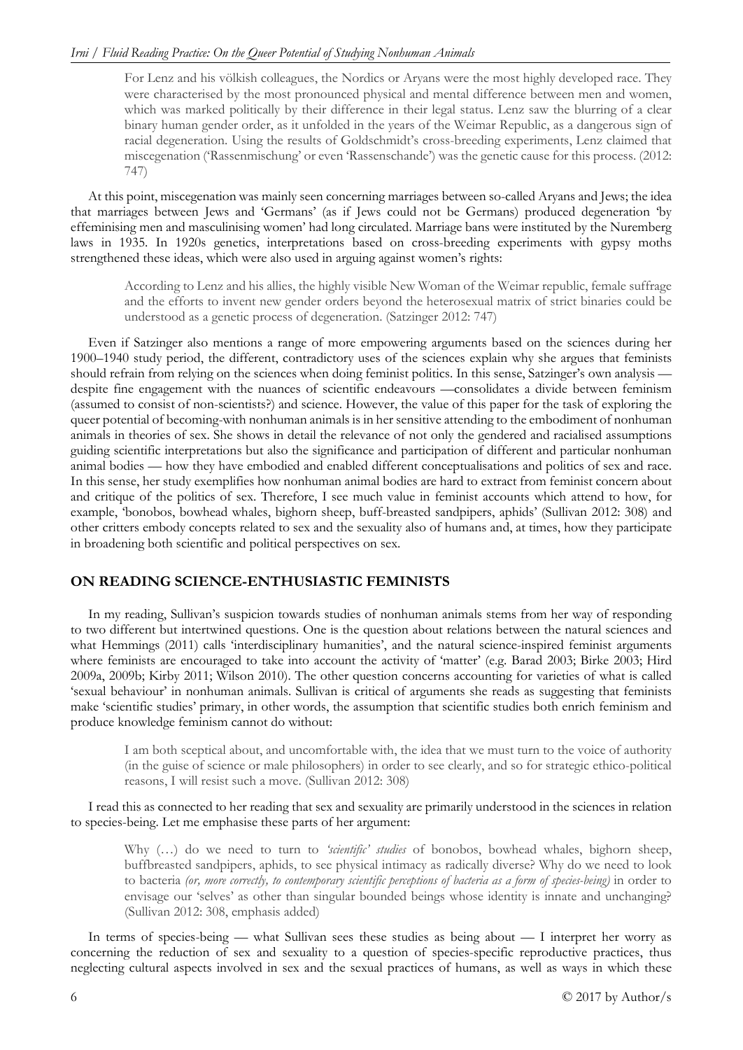> For Lenz and his völkish colleagues, the Nordics or Aryans were the most highly developed race. They were characterised by the most pronounced physical and mental difference between men and women, which was marked politically by their difference in their legal status. Lenz saw the blurring of a clear binary human gender order, as it unfolded in the years of the Weimar Republic, as a dangerous sign of racial degeneration. Using the results of Goldschmidt's cross-breeding experiments, Lenz claimed that miscegenation ('Rassenmischung' or even 'Rassenschande') was the genetic cause for this process. (2012: 747)

At this point, miscegenation was mainly seen concerning marriages between so-called Aryans and Jews; the idea that marriages between Jews and 'Germans' (as if Jews could not be Germans) produced degeneration 'by effeminising men and masculinising women' had long circulated. Marriage bans were instituted by the Nuremberg laws in 1935. In 1920s genetics, interpretations based on cross-breeding experiments with gypsy moths strengthened these ideas, which were also used in arguing against women's rights:

> According to Lenz and his allies, the highly visible New Woman of the Weimar republic, female suffrage and the efforts to invent new gender orders beyond the heterosexual matrix of strict binaries could be understood as a genetic process of degeneration. (Satzinger 2012: 747)

Even if Satzinger also mentions a range of more empowering arguments based on the sciences during her 1900–1940 study period, the different, contradictory uses of the sciences explain why she argues that feminists should refrain from relying on the sciences when doing feminist politics. In this sense, Satzinger's own analysis — despite fine engagement with the nuances of scientific endeavours —consolidates a divide between feminism (assumed to consist of non-scientists?) and science. However, the value of this paper for the task of exploring the queer potential of becoming-with nonhuman animals is in her sensitive attending to the embodiment of nonhuman animals in theories of sex. She shows in detail the relevance of not only the gendered and racialised assumptions guiding scientific interpretations but also the significance and participation of different and particular nonhuman animal bodies — how they have embodied and enabled different conceptualisations and politics of sex and race. In this sense, her study exemplifies how nonhuman animal bodies are hard to extract from feminist concern about and critique of the politics of sex. Therefore, I see much value in feminist accounts which attend to how, for example, 'bonobos, bowhead whales, bighorn sheep, buff-breasted sandpipers, aphids' (Sullivan 2012: 308) and other critters embody concepts related to sex and the sexuality also of humans and, at times, how they participate in broadening both scientific and political perspectives on sex.

## ON READING SCIENCE-ENTHUSIASTIC FEMINISTS

In my reading, Sullivan's suspicion towards studies of nonhuman animals stems from her way of responding to two different but intertwined questions. One is the question about relations between the natural sciences and what Hemmings (2011) calls 'interdisciplinary humanities', and the natural science-inspired feminist arguments where feminists are encouraged to take into account the activity of 'matter' (e.g. Barad 2003; Birke 2003; Hird 2009a, 2009b; Kirby 2011; Wilson 2010). The other question concerns accounting for varieties of what is called 'sexual behaviour' in nonhuman animals. Sullivan is critical of arguments she reads as suggesting that feminists make 'scientific studies' primary, in other words, the assumption that scientific studies both enrich feminism and produce knowledge feminism cannot do without:

> I am both sceptical about, and uncomfortable with, the idea that we must turn to the voice of authority (in the guise of science or male philosophers) in order to see clearly, and so for strategic ethico-political reasons, I will resist such a move. (Sullivan 2012: 308)

I read this as connected to her reading that sex and sexuality are primarily understood in the sciences in relation to species-being. Let me emphasise these parts of her argument:

> Why (…) do we need to turn to *'scientific' studies* of bonobos, bowhead whales, bighorn sheep, buffbreasted sandpipers, aphids, to see physical intimacy as radically diverse? Why do we need to look to bacteria *(or, more correctly, to contemporary scientific perceptions of bacteria as a form of species-being)* in order to envisage our 'selves' as other than singular bounded beings whose identity is innate and unchanging? (Sullivan 2012: 308, emphasis added)

In terms of species-being — what Sullivan sees these studies as being about — I interpret her worry as concerning the reduction of sex and sexuality to a question of species-specific reproductive practices, thus neglecting cultural aspects involved in sex and the sexual practices of humans, as well as ways in which these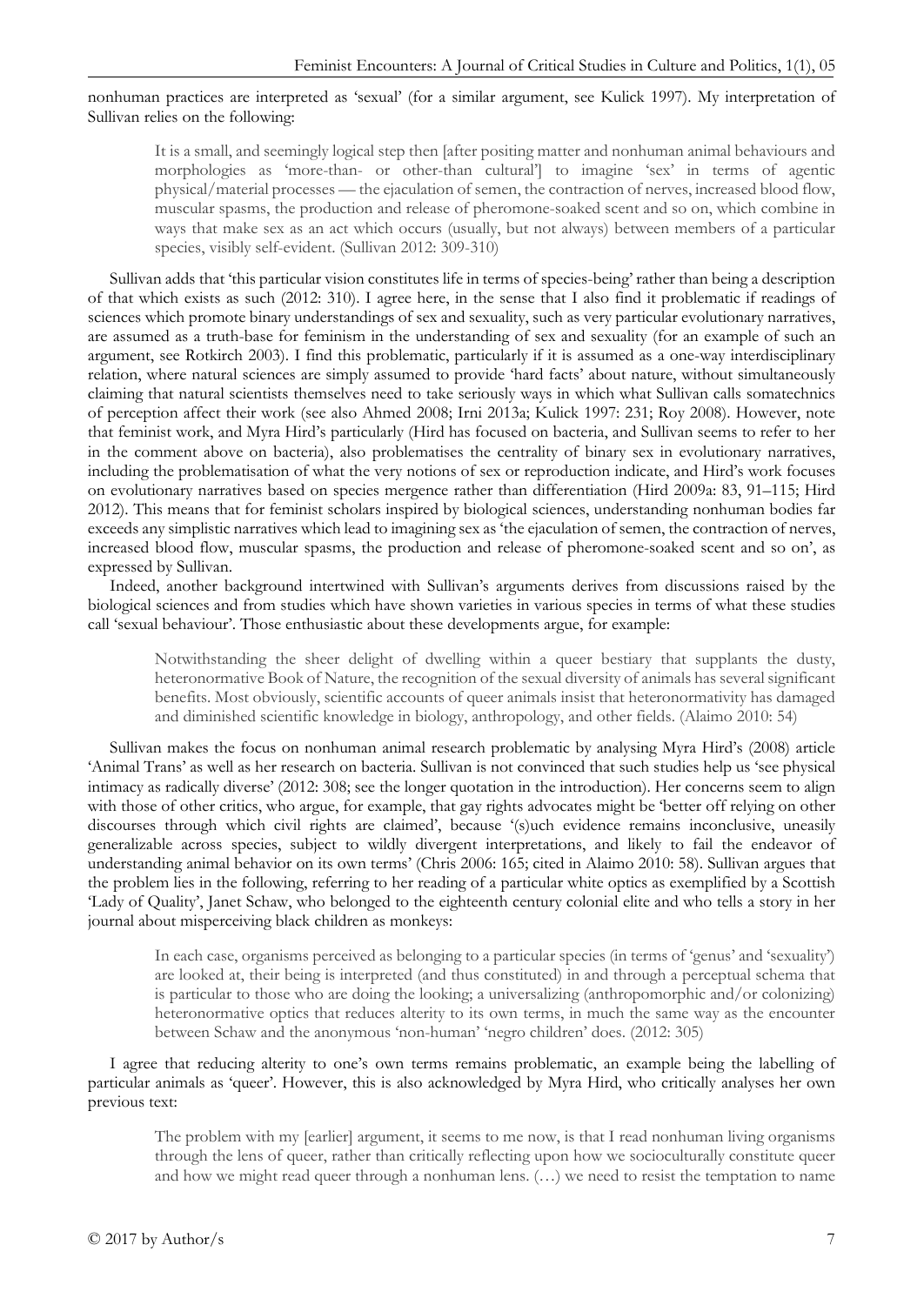nonhuman practices are interpreted as 'sexual' (for a similar argument, see Kulick 1997). My interpretation of Sullivan relies on the following:

> It is a small, and seemingly logical step then [after positing matter and nonhuman animal behaviours and morphologies as 'more-than- or other-than cultural'] to imagine 'sex' in terms of agentic physical/material processes — the ejaculation of semen, the contraction of nerves, increased blood flow, muscular spasms, the production and release of pheromone-soaked scent and so on, which combine in ways that make sex as an act which occurs (usually, but not always) between members of a particular species, visibly self-evident. (Sullivan 2012: 309-310)

Sullivan adds that 'this particular vision constitutes life in terms of species-being' rather than being a description of that which exists as such (2012: 310). I agree here, in the sense that I also find it problematic if readings of sciences which promote binary understandings of sex and sexuality, such as very particular evolutionary narratives, are assumed as a truth-base for feminism in the understanding of sex and sexuality (for an example of such an argument, see Rotkirch 2003). I find this problematic, particularly if it is assumed as a one-way interdisciplinary relation, where natural sciences are simply assumed to provide 'hard facts' about nature, without simultaneously claiming that natural scientists themselves need to take seriously ways in which what Sullivan calls somatechnics of perception affect their work (see also Ahmed 2008; Irni 2013a; Kulick 1997: 231; Roy 2008). However, note that feminist work, and Myra Hird's particularly (Hird has focused on bacteria, and Sullivan seems to refer to her in the comment above on bacteria), also problematises the centrality of binary sex in evolutionary narratives, including the problematisation of what the very notions of sex or reproduction indicate, and Hird's work focuses on evolutionary narratives based on species mergence rather than differentiation (Hird 2009a: 83, 91–115; Hird 2012). This means that for feminist scholars inspired by biological sciences, understanding nonhuman bodies far exceeds any simplistic narratives which lead to imagining sex as 'the ejaculation of semen, the contraction of nerves, increased blood flow, muscular spasms, the production and release of pheromone-soaked scent and so on', as expressed by Sullivan.

Indeed, another background intertwined with Sullivan's arguments derives from discussions raised by the biological sciences and from studies which have shown varieties in various species in terms of what these studies call 'sexual behaviour'. Those enthusiastic about these developments argue, for example:

> Notwithstanding the sheer delight of dwelling within a queer bestiary that supplants the dusty, heteronormative Book of Nature, the recognition of the sexual diversity of animals has several significant benefits. Most obviously, scientific accounts of queer animals insist that heteronormativity has damaged and diminished scientific knowledge in biology, anthropology, and other fields. (Alaimo 2010: 54)

Sullivan makes the focus on nonhuman animal research problematic by analysing Myra Hird's (2008) article 'Animal Trans' as well as her research on bacteria. Sullivan is not convinced that such studies help us 'see physical intimacy as radically diverse' (2012: 308; see the longer quotation in the introduction). Her concerns seem to align with those of other critics, who argue, for example, that gay rights advocates might be 'better off relying on other discourses through which civil rights are claimed', because '(s)uch evidence remains inconclusive, uneasily generalizable across species, subject to wildly divergent interpretations, and likely to fail the endeavor of understanding animal behavior on its own terms' (Chris 2006: 165; cited in Alaimo 2010: 58). Sullivan argues that the problem lies in the following, referring to her reading of a particular white optics as exemplified by a Scottish 'Lady of Quality', Janet Schaw, who belonged to the eighteenth century colonial elite and who tells a story in her journal about misperceiving black children as monkeys:

> In each case, organisms perceived as belonging to a particular species (in terms of 'genus' and 'sexuality') are looked at, their being is interpreted (and thus constituted) in and through a perceptual schema that is particular to those who are doing the looking; a universalizing (anthropomorphic and/or colonizing) heteronormative optics that reduces alterity to its own terms, in much the same way as the encounter between Schaw and the anonymous 'non-human' 'negro children' does. (2012: 305)

I agree that reducing alterity to one's own terms remains problematic, an example being the labelling of particular animals as 'queer'. However, this is also acknowledged by Myra Hird, who critically analyses her own previous text:

> The problem with my [earlier] argument, it seems to me now, is that I read nonhuman living organisms through the lens of queer, rather than critically reflecting upon how we socioculturally constitute queer and how we might read queer through a nonhuman lens. (…) we need to resist the temptation to name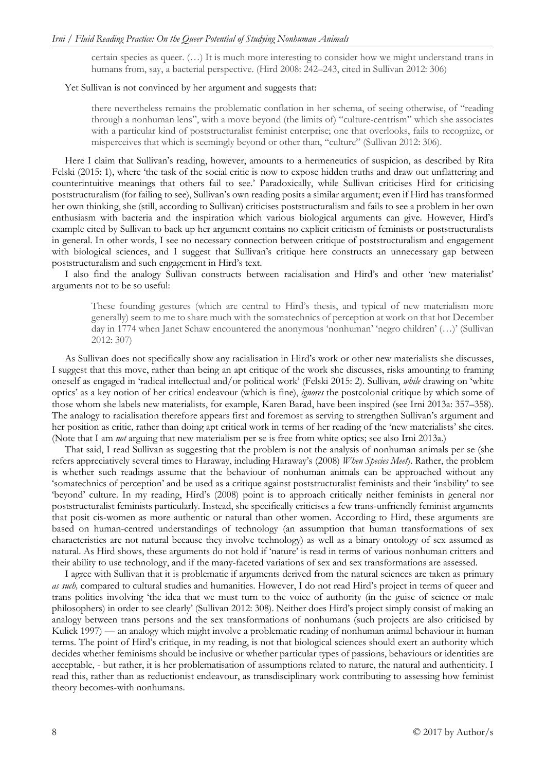> certain species as queer. (…) It is much more interesting to consider how we might understand trans in humans from, say, a bacterial perspective. (Hird 2008: 242–243, cited in Sullivan 2012: 306)

Yet Sullivan is not convinced by her argument and suggests that:

> there nevertheless remains the problematic conflation in her schema, of seeing otherwise, of "reading through a nonhuman lens", with a move beyond (the limits of) "culture-centrism" which she associates with a particular kind of poststructuralist feminist enterprise; one that overlooks, fails to recognize, or misperceives that which is seemingly beyond or other than, "culture" (Sullivan 2012: 306).

Here I claim that Sullivan's reading, however, amounts to a hermeneutics of suspicion, as described by Rita Felski (2015: 1), where 'the task of the social critic is now to expose hidden truths and draw out unflattering and counterintuitive meanings that others fail to see.' Paradoxically, while Sullivan criticises Hird for criticising poststructuralism (for failing to see), Sullivan's own reading posits a similar argument; even if Hird has transformed her own thinking, she (still, according to Sullivan) criticises poststructuralism and fails to see a problem in her own enthusiasm with bacteria and the inspiration which various biological arguments can give. However, Hird's example cited by Sullivan to back up her argument contains no explicit criticism of feminists or poststructuralists in general. In other words, I see no necessary connection between critique of poststructuralism and engagement with biological sciences, and I suggest that Sullivan's critique here constructs an unnecessary gap between poststructuralism and such engagement in Hird's text.

I also find the analogy Sullivan constructs between racialisation and Hird's and other 'new materialist' arguments not to be so useful:

> These founding gestures (which are central to Hird's thesis, and typical of new materialism more generally) seem to me to share much with the somatechnics of perception at work on that hot December day in 1774 when Janet Schaw encountered the anonymous 'nonhuman' 'negro children' (…)' (Sullivan 2012: 307)

As Sullivan does not specifically show any racialisation in Hird's work or other new materialists she discusses, I suggest that this move, rather than being an apt critique of the work she discusses, risks amounting to framing oneself as engaged in 'radical intellectual and/or political work' (Felski 2015: 2). Sullivan, *while* drawing on 'white optics' as a key notion of her critical endeavour (which is fine), *ignores* the postcolonial critique by which some of those whom she labels new materialists, for example, Karen Barad, have been inspired (see Irni 2013a: 357–358). The analogy to racialisation therefore appears first and foremost as serving to strengthen Sullivan's argument and her position as critic, rather than doing apt critical work in terms of her reading of the 'new materialists' she cites. (Note that I am *not* arguing that new materialism per se is free from white optics; see also Irni 2013a.)

That said, I read Sullivan as suggesting that the problem is not the analysis of nonhuman animals per se (she refers appreciatively several times to Haraway, including Haraway's (2008) *When Species Meet*). Rather, the problem is whether such readings assume that the behaviour of nonhuman animals can be approached without any 'somatechnics of perception' and be used as a critique against poststructuralist feminists and their 'inability' to see 'beyond' culture. In my reading, Hird's (2008) point is to approach critically neither feminists in general nor poststructuralist feminists particularly. Instead, she specifically criticises a few trans-unfriendly feminist arguments that posit cis-women as more authentic or natural than other women. According to Hird, these arguments are based on human-centred understandings of technology (an assumption that human transformations of sex characteristics are not natural because they involve technology) as well as a binary ontology of sex assumed as natural. As Hird shows, these arguments do not hold if 'nature' is read in terms of various nonhuman critters and their ability to use technology, and if the many-faceted variations of sex and sex transformations are assessed.

I agree with Sullivan that it is problematic if arguments derived from the natural sciences are taken as primary *as such,* compared to cultural studies and humanities. However, I do not read Hird's project in terms of queer and trans politics involving 'the idea that we must turn to the voice of authority (in the guise of science or male philosophers) in order to see clearly' (Sullivan 2012: 308). Neither does Hird's project simply consist of making an analogy between trans persons and the sex transformations of nonhumans (such projects are also criticised by Kulick 1997) — an analogy which might involve a problematic reading of nonhuman animal behaviour in human terms. The point of Hird's critique, in my reading, is not that biological sciences should exert an authority which decides whether feminisms should be inclusive or whether particular types of passions, behaviours or identities are acceptable, - but rather, it is her problematisation of assumptions related to nature, the natural and authenticity. I read this, rather than as reductionist endeavour, as transdisciplinary work contributing to assessing how feminist theory becomes-with nonhumans.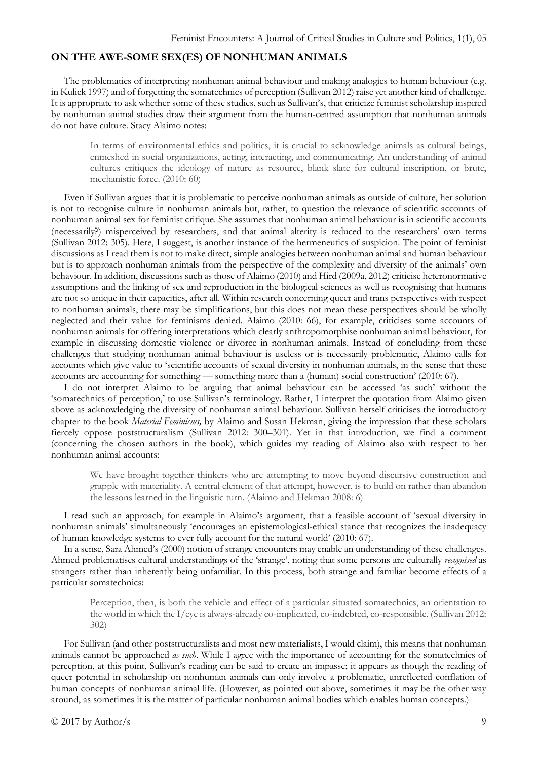## ON THE AWE-SOME SEX(ES) OF NONHUMAN ANIMALS

The problematics of interpreting nonhuman animal behaviour and making analogies to human behaviour (e.g. in Kulick 1997) and of forgetting the somatechnics of perception (Sullivan 2012) raise yet another kind of challenge. It is appropriate to ask whether some of these studies, such as Sullivan's, that criticize feminist scholarship inspired by nonhuman animal studies draw their argument from the human-centred assumption that nonhuman animals do not have culture. Stacy Alaimo notes:

> In terms of environmental ethics and politics, it is crucial to acknowledge animals as cultural beings, enmeshed in social organizations, acting, interacting, and communicating. An understanding of animal cultures critiques the ideology of nature as resource, blank slate for cultural inscription, or brute, mechanistic force. (2010: 60)

Even if Sullivan argues that it is problematic to perceive nonhuman animals as outside of culture, her solution is not to recognise culture in nonhuman animals but, rather, to question the relevance of scientific accounts of nonhuman animal sex for feminist critique. She assumes that nonhuman animal behaviour is in scientific accounts (necessarily?) misperceived by researchers, and that animal alterity is reduced to the researchers' own terms (Sullivan 2012: 305). Here, I suggest, is another instance of the hermeneutics of suspicion. The point of feminist discussions as I read them is not to make direct, simple analogies between nonhuman animal and human behaviour but is to approach nonhuman animals from the perspective of the complexity and diversity of the animals' own behaviour. In addition, discussions such as those of Alaimo (2010) and Hird (2009a, 2012) criticise heteronormative assumptions and the linking of sex and reproduction in the biological sciences as well as recognising that humans are not so unique in their capacities, after all. Within research concerning queer and trans perspectives with respect to nonhuman animals, there may be simplifications, but this does not mean these perspectives should be wholly neglected and their value for feminisms denied. Alaimo (2010: 66), for example, criticises some accounts of nonhuman animals for offering interpretations which clearly anthropomorphise nonhuman animal behaviour, for example in discussing domestic violence or divorce in nonhuman animals. Instead of concluding from these challenges that studying nonhuman animal behaviour is useless or is necessarily problematic, Alaimo calls for accounts which give value to 'scientific accounts of sexual diversity in nonhuman animals, in the sense that these accounts are accounting for something — something more than a (human) social construction' (2010: 67).

I do not interpret Alaimo to be arguing that animal behaviour can be accessed 'as such' without the 'somatechnics of perception,' to use Sullivan's terminology. Rather, I interpret the quotation from Alaimo given above as acknowledging the diversity of nonhuman animal behaviour. Sullivan herself criticises the introductory chapter to the book *Material Feminisms,* by Alaimo and Susan Hekman, giving the impression that these scholars fiercely oppose poststructuralism (Sullivan 2012: 300–301). Yet in that introduction, we find a comment (concerning the chosen authors in the book), which guides my reading of Alaimo also with respect to her nonhuman animal accounts:

> We have brought together thinkers who are attempting to move beyond discursive construction and grapple with materiality. A central element of that attempt, however, is to build on rather than abandon the lessons learned in the linguistic turn. (Alaimo and Hekman 2008: 6)

I read such an approach, for example in Alaimo's argument, that a feasible account of 'sexual diversity in nonhuman animals' simultaneously 'encourages an epistemological-ethical stance that recognizes the inadequacy of human knowledge systems to ever fully account for the natural world' (2010: 67).

In a sense, Sara Ahmed's (2000) notion of strange encounters may enable an understanding of these challenges. Ahmed problematises cultural understandings of the 'strange', noting that some persons are culturally *recognised* as strangers rather than inherently being unfamiliar. In this process, both strange and familiar become effects of a particular somatechnics:

> Perception, then, is both the vehicle and effect of a particular situated somatechnics, an orientation to the world in which the I/eye is always-already co-implicated, co-indebted, co-responsible. (Sullivan 2012: 302)

For Sullivan (and other poststructuralists and most new materialists, I would claim), this means that nonhuman animals cannot be approached *as such*. While I agree with the importance of accounting for the somatechnics of perception, at this point, Sullivan's reading can be said to create an impasse; it appears as though the reading of queer potential in scholarship on nonhuman animals can only involve a problematic, unreflected conflation of human concepts of nonhuman animal life. (However, as pointed out above, sometimes it may be the other way around, as sometimes it is the matter of particular nonhuman animal bodies which enables human concepts.)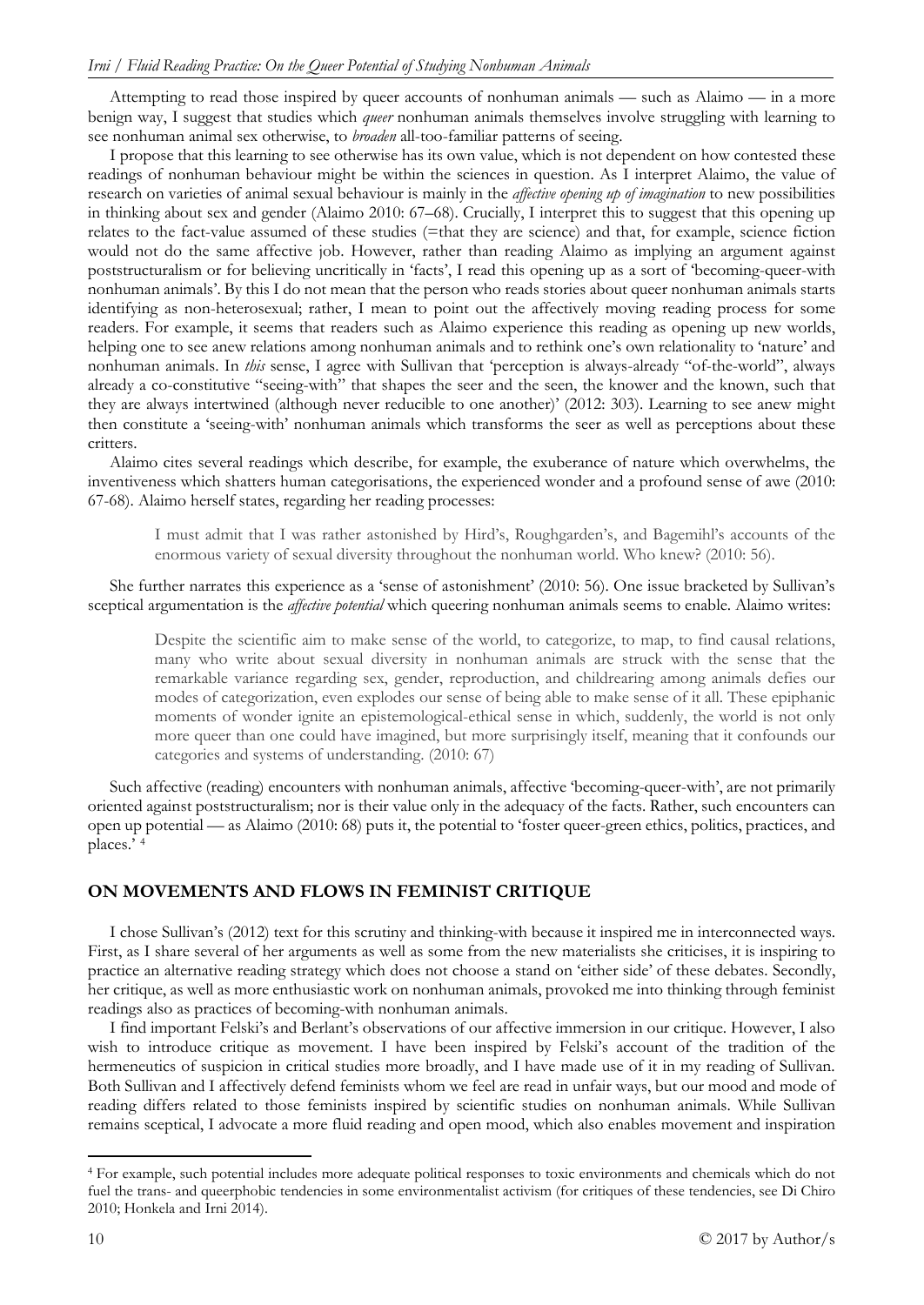Attempting to read those inspired by queer accounts of nonhuman animals — such as Alaimo — in a more benign way, I suggest that studies which *queer* nonhuman animals themselves involve struggling with learning to see nonhuman animal sex otherwise, to *broaden* all-too-familiar patterns of seeing.

I propose that this learning to see otherwise has its own value, which is not dependent on how contested these readings of nonhuman behaviour might be within the sciences in question. As I interpret Alaimo, the value of research on varieties of animal sexual behaviour is mainly in the *affective opening up of imagination* to new possibilities in thinking about sex and gender (Alaimo 2010: 67–68). Crucially, I interpret this to suggest that this opening up relates to the fact-value assumed of these studies (=that they are science) and that, for example, science fiction would not do the same affective job. However, rather than reading Alaimo as implying an argument against poststructuralism or for believing uncritically in 'facts', I read this opening up as a sort of 'becoming-queer-with nonhuman animals'. By this I do not mean that the person who reads stories about queer nonhuman animals starts identifying as non-heterosexual; rather, I mean to point out the affectively moving reading process for some readers. For example, it seems that readers such as Alaimo experience this reading as opening up new worlds, helping one to see anew relations among nonhuman animals and to rethink one's own relationality to 'nature' and nonhuman animals. In *this* sense, I agree with Sullivan that 'perception is always-already "of-the-world", always already a co-constitutive "seeing-with" that shapes the seer and the seen, the knower and the known, such that they are always intertwined (although never reducible to one another)' (2012: 303). Learning to see anew might then constitute a 'seeing-with' nonhuman animals which transforms the seer as well as perceptions about these critters.

Alaimo cites several readings which describe, for example, the exuberance of nature which overwhelms, the inventiveness which shatters human categorisations, the experienced wonder and a profound sense of awe (2010: 67-68). Alaimo herself states, regarding her reading processes:

> I must admit that I was rather astonished by Hird's, Roughgarden's, and Bagemihl's accounts of the enormous variety of sexual diversity throughout the nonhuman world. Who knew? (2010: 56).

She further narrates this experience as a 'sense of astonishment' (2010: 56). One issue bracketed by Sullivan's sceptical argumentation is the *affective potential* which queering nonhuman animals seems to enable. Alaimo writes:

> Despite the scientific aim to make sense of the world, to categorize, to map, to find causal relations, many who write about sexual diversity in nonhuman animals are struck with the sense that the remarkable variance regarding sex, gender, reproduction, and childrearing among animals defies our modes of categorization, even explodes our sense of being able to make sense of it all. These epiphanic moments of wonder ignite an epistemological-ethical sense in which, suddenly, the world is not only more queer than one could have imagined, but more surprisingly itself, meaning that it confounds our categories and systems of understanding. (2010: 67)

Such affective (reading) encounters with nonhuman animals, affective 'becoming-queer-with', are not primarily oriented against poststructuralism; nor is their value only in the adequacy of the facts. Rather, such encounters can open up potential — as Alaimo (2010: 68) puts it, the potential to 'foster queer-green ethics, politics, practices, and places.' [4]

## ON MOVEMENTS AND FLOWS IN FEMINIST CRITIQUE

I chose Sullivan's (2012) text for this scrutiny and thinking-with because it inspired me in interconnected ways. First, as I share several of her arguments as well as some from the new materialists she criticises, it is inspiring to practice an alternative reading strategy which does not choose a stand on 'either side' of these debates. Secondly, her critique, as well as more enthusiastic work on nonhuman animals, provoked me into thinking through feminist readings also as practices of becoming-with nonhuman animals.

I find important Felski's and Berlant's observations of our affective immersion in our critique. However, I also wish to introduce critique as movement. I have been inspired by Felski's account of the tradition of the hermeneutics of suspicion in critical studies more broadly, and I have made use of it in my reading of Sullivan. Both Sullivan and I affectively defend feminists whom we feel are read in unfair ways, but our mood and mode of reading differs related to those feminists inspired by scientific studies on nonhuman animals. While Sullivan remains sceptical, I advocate a more fluid reading and open mood, which also enables movement and inspiration

---

[4] For example, such potential includes more adequate political responses to toxic environments and chemicals which do not fuel the trans- and queerphobic tendencies in some environmentalist activism (for critiques of these tendencies, see Di Chiro 2010; Honkela and Irni 2014).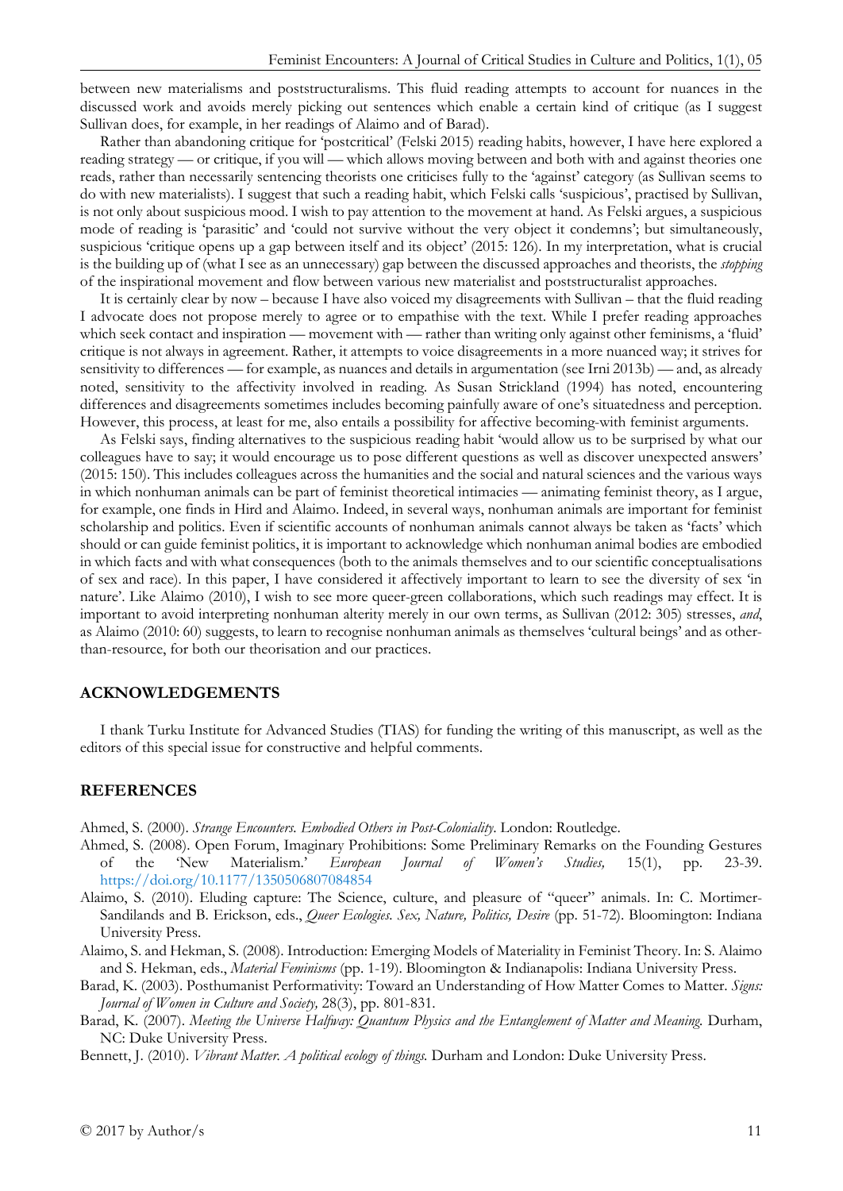between new materialisms and poststructuralisms. This fluid reading attempts to account for nuances in the discussed work and avoids merely picking out sentences which enable a certain kind of critique (as I suggest Sullivan does, for example, in her readings of Alaimo and of Barad).

Rather than abandoning critique for 'postcritical' (Felski 2015) reading habits, however, I have here explored a reading strategy — or critique, if you will — which allows moving between and both with and against theories one reads, rather than necessarily sentencing theorists one criticises fully to the 'against' category (as Sullivan seems to do with new materialists). I suggest that such a reading habit, which Felski calls 'suspicious', practised by Sullivan, is not only about suspicious mood. I wish to pay attention to the movement at hand. As Felski argues, a suspicious mode of reading is 'parasitic' and 'could not survive without the very object it condemns'; but simultaneously, suspicious 'critique opens up a gap between itself and its object' (2015: 126). In my interpretation, what is crucial is the building up of (what I see as an unnecessary) gap between the discussed approaches and theorists, the *stopping* of the inspirational movement and flow between various new materialist and poststructuralist approaches.

It is certainly clear by now – because I have also voiced my disagreements with Sullivan – that the fluid reading I advocate does not propose merely to agree or to empathise with the text. While I prefer reading approaches which seek contact and inspiration — movement with — rather than writing only against other feminisms, a 'fluid' critique is not always in agreement. Rather, it attempts to voice disagreements in a more nuanced way; it strives for sensitivity to differences — for example, as nuances and details in argumentation (see Irni 2013b) — and, as already noted, sensitivity to the affectivity involved in reading. As Susan Strickland (1994) has noted, encountering differences and disagreements sometimes includes becoming painfully aware of one's situatedness and perception. However, this process, at least for me, also entails a possibility for affective becoming-with feminist arguments.

As Felski says, finding alternatives to the suspicious reading habit 'would allow us to be surprised by what our colleagues have to say; it would encourage us to pose different questions as well as discover unexpected answers' (2015: 150). This includes colleagues across the humanities and the social and natural sciences and the various ways in which nonhuman animals can be part of feminist theoretical intimacies — animating feminist theory, as I argue, for example, one finds in Hird and Alaimo. Indeed, in several ways, nonhuman animals are important for feminist scholarship and politics. Even if scientific accounts of nonhuman animals cannot always be taken as 'facts' which should or can guide feminist politics, it is important to acknowledge which nonhuman animal bodies are embodied in which facts and with what consequences (both to the animals themselves and to our scientific conceptualisations of sex and race). In this paper, I have considered it affectively important to learn to see the diversity of sex 'in nature'. Like Alaimo (2010), I wish to see more queer-green collaborations, which such readings may effect. It is important to avoid interpreting nonhuman alterity merely in our own terms, as Sullivan (2012: 305) stresses, *and*, as Alaimo (2010: 60) suggests, to learn to recognise nonhuman animals as themselves 'cultural beings' and as other-than-resource, for both our theorisation and our practices.

## ACKNOWLEDGEMENTS

I thank Turku Institute for Advanced Studies (TIAS) for funding the writing of this manuscript, as well as the editors of this special issue for constructive and helpful comments.

## REFERENCES

Ahmed, S. (2000). *Strange Encounters. Embodied Others in Post-Coloniality*. London: Routledge.

Ahmed, S. (2008). Open Forum, Imaginary Prohibitions: Some Preliminary Remarks on the Founding Gestures of the 'New Materialism.' *European Journal of Women's Studies,* 15(1), pp. 23-39. https://doi.org/10.1177/1350506807084854

Alaimo, S. (2010). Eluding capture: The Science, culture, and pleasure of "queer" animals. In: C. Mortimer-Sandilands and B. Erickson, eds., *Queer Ecologies. Sex, Nature, Politics, Desire* (pp. 51-72). Bloomington: Indiana University Press.

Alaimo, S. and Hekman, S. (2008). Introduction: Emerging Models of Materiality in Feminist Theory. In: S. Alaimo and S. Hekman, eds., *Material Feminisms* (pp. 1-19). Bloomington & Indianapolis: Indiana University Press.

Barad, K. (2003). Posthumanist Performativity: Toward an Understanding of How Matter Comes to Matter. *Signs: Journal of Women in Culture and Society,* 28(3), pp. 801-831.

Barad, K. (2007). *Meeting the Universe Halfway: Quantum Physics and the Entanglement of Matter and Meaning.* Durham, NC: Duke University Press.

Bennett, J. (2010). *Vibrant Matter. A political ecology of things.* Durham and London: Duke University Press.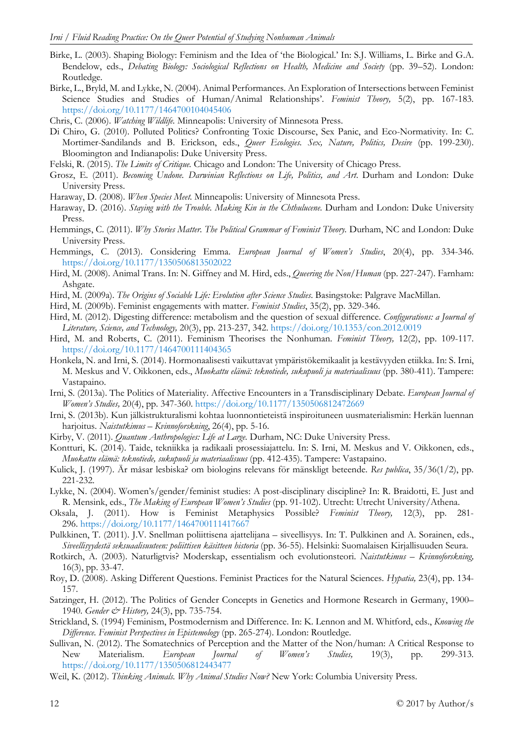Birke, L. (2003). Shaping Biology: Feminism and the Idea of 'the Biological.' In: S.J. Williams, L. Birke and G.A. Bendelow, eds., *Debating Biology: Sociological Reflections on Health, Medicine and Society* (pp. 39–52). London: Routledge.

Birke, L., Bryld, M. and Lykke, N. (2004). Animal Performances. An Exploration of Intersections between Feminist Science Studies and Studies of Human/Animal Relationships'. *Feminist Theory,* 5(2), pp. 167-183. https://doi.org/10.1177/1464700104045406

Chris, C. (2006). *Watching Wildlife.* Minneapolis: University of Minnesota Press.

Di Chiro, G. (2010). Polluted Politics? Confronting Toxic Discourse, Sex Panic, and Eco-Normativity. In: C. Mortimer-Sandilands and B. Erickson, eds., *Queer Ecologies. Sex, Nature, Politics, Desire* (pp. 199-230). Bloomington and Indianapolis: Duke University Press.

Felski, R. (2015). *The Limits of Critique.* Chicago and London: The University of Chicago Press.

Grosz, E. (2011). *Becoming Undone. Darwinian Reflections on Life, Politics, and Art.* Durham and London: Duke University Press.

Haraway, D. (2008). *When Species Meet.* Minneapolis: University of Minnesota Press.

Haraway, D. (2016). *Staying with the Trouble. Making Kin in the Chthulucene.* Durham and London: Duke University Press.

Hemmings, C. (2011). *Why Stories Matter. The Political Grammar of Feminist Theory.* Durham, NC and London: Duke University Press.

Hemmings, C. (2013). Considering Emma. *European Journal of Women's Studies*, 20(4), pp. 334-346. https://doi.org/10.1177/1350506813502022

Hird, M. (2008). Animal Trans. In: N. Giffney and M. Hird, eds., *Queering the Non/Human* (pp. 227-247). Farnham: Ashgate.

Hird, M. (2009a). *The Origins of Sociable Life: Evolution after Science Studies.* Basingstoke: Palgrave MacMillan.

Hird, M. (2009b). Feminist engagements with matter. *Feminist Studies*, 35(2), pp. 329-346.

Hird, M. (2012). Digesting difference: metabolism and the question of sexual difference. *Configurations: a Journal of Literature, Science, and Technology,* 20(3), pp. 213-237, 342. https://doi.org/10.1353/con.2012.0019

Hird, M. and Roberts, C. (2011). Feminism Theorises the Nonhuman. *Feminist Theory,* 12(2), pp. 109-117. https://doi.org/10.1177/1464700111404365

Honkela, N. and Irni, S. (2014). Hormonaalisesti vaikuttavat ympäristökemikaalit ja kestävyyden etiikka. In: S. Irni, M. Meskus and V. Oikkonen, eds., *Muokattu elämä: teknotiede, sukupuoli ja materiaalisuus* (pp. 380-411). Tampere: Vastapaino.

Irni, S. (2013a). The Politics of Materiality. Affective Encounters in a Transdisciplinary Debate. *European Journal of Women's Studies,* 20(4), pp. 347-360. https://doi.org/10.1177/1350506812472669

Irni, S. (2013b). Kun jälkistrukturalismi kohtaa luonnontieteistä inspiroituneen uusmaterialismin: Herkän luennan harjoitus. *Naistutkimus – Kvinnoforskning*, 26(4), pp. 5-16.

Kirby, V. (2011). *Quantum Anthropologies: Life at Large.* Durham, NC: Duke University Press.

Kontturi, K. (2014). Taide, tekniikka ja radikaali prosessiajattelu. In: S. Irni, M. Meskus and V. Oikkonen, eds., *Muokattu elämä: teknotiede, sukupuoli ja materiaalisuus* (pp. 412-435). Tampere: Vastapaino.

Kulick, J. (1997). Är måsar lesbiska? om biologins relevans för mänskligt beteende. *Res publica*, 35/36(1/2), pp. 221-232.

Lykke, N. (2004). Women's/gender/feminist studies: A post-disciplinary discipline? In: R. Braidotti, E. Just and R. Mensink, eds., *The Making of European Women's Studies* (pp. 91-102). Utrecht: Utrecht University/Athena.

Oksala, J. (2011). How is Feminist Metaphysics Possible? *Feminist Theory,* 12(3), pp. 281-296. https://doi.org/10.1177/1464700111417667

Pulkkinen, T. (2011). J.V. Snellman poliittisena ajattelijana – siveellisyys. In: T. Pulkkinen and A. Sorainen, eds., *Siveellisyydestä seksuaalisuuteen: poliittisen käsitteen historia* (pp. 36-55). Helsinki: Suomalaisen Kirjallisuuden Seura.

Rotkirch, A. (2003). Naturligtvis? Moderskap, essentialism och evolutionsteori. *Naistutkimus – Kvinnoforskning,* 16(3), pp. 33-47.

Roy, D. (2008). Asking Different Questions. Feminist Practices for the Natural Sciences. *Hypatia,* 23(4), pp. 134-157.

Satzinger, H. (2012). The Politics of Gender Concepts in Genetics and Hormone Research in Germany, 1900–1940. *Gender & History,* 24(3), pp. 735-754.

Strickland, S. (1994) Feminism, Postmodernism and Difference. In: K. Lennon and M. Whitford, eds., *Knowing the Difference. Feminist Perspectives in Epistemology* (pp. 265-274). London: Routledge.

Sullivan, N. (2012). The Somatechnics of Perception and the Matter of the Non/human: A Critical Response to New Materialism. *European Journal of Women's Studies,* 19(3), pp. 299-313. https://doi.org/10.1177/1350506812443477

Weil, K. (2012). *Thinking Animals. Why Animal Studies Now?* New York: Columbia University Press.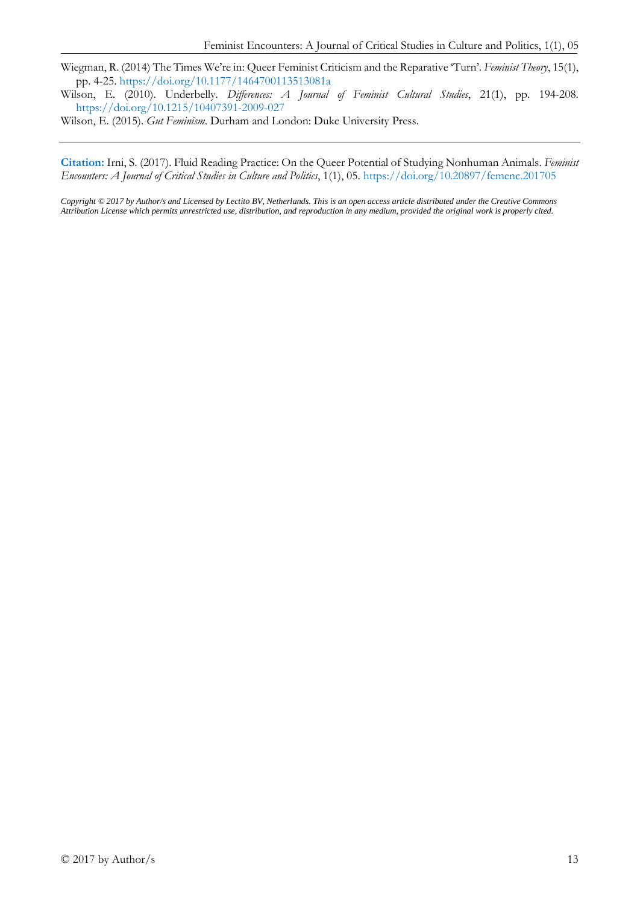Wiegman, R. (2014) The Times We're in: Queer Feminist Criticism and the Reparative 'Turn'. *Feminist Theory*, 15(1), pp. 4-25. https://doi.org/10.1177/1464700113513081a

Wilson, E. (2010). Underbelly. *Differences: A Journal of Feminist Cultural Studies*, 21(1), pp. 194-208. https://doi.org/10.1215/10407391-2009-027

Wilson, E. (2015). *Gut Feminism*. Durham and London: Duke University Press.

---

**Citation:** Irni, S. (2017). Fluid Reading Practice: On the Queer Potential of Studying Nonhuman Animals. *Feminist Encounters: A Journal of Critical Studies in Culture and Politics*, 1(1), 05. https://doi.org/10.20897/femenc.201705

*Copyright © 2017 by Author/s and Licensed by Lectito BV, Netherlands. This is an open access article distributed under the Creative Commons Attribution License which permits unrestricted use, distribution, and reproduction in any medium, provided the original work is properly cited.*